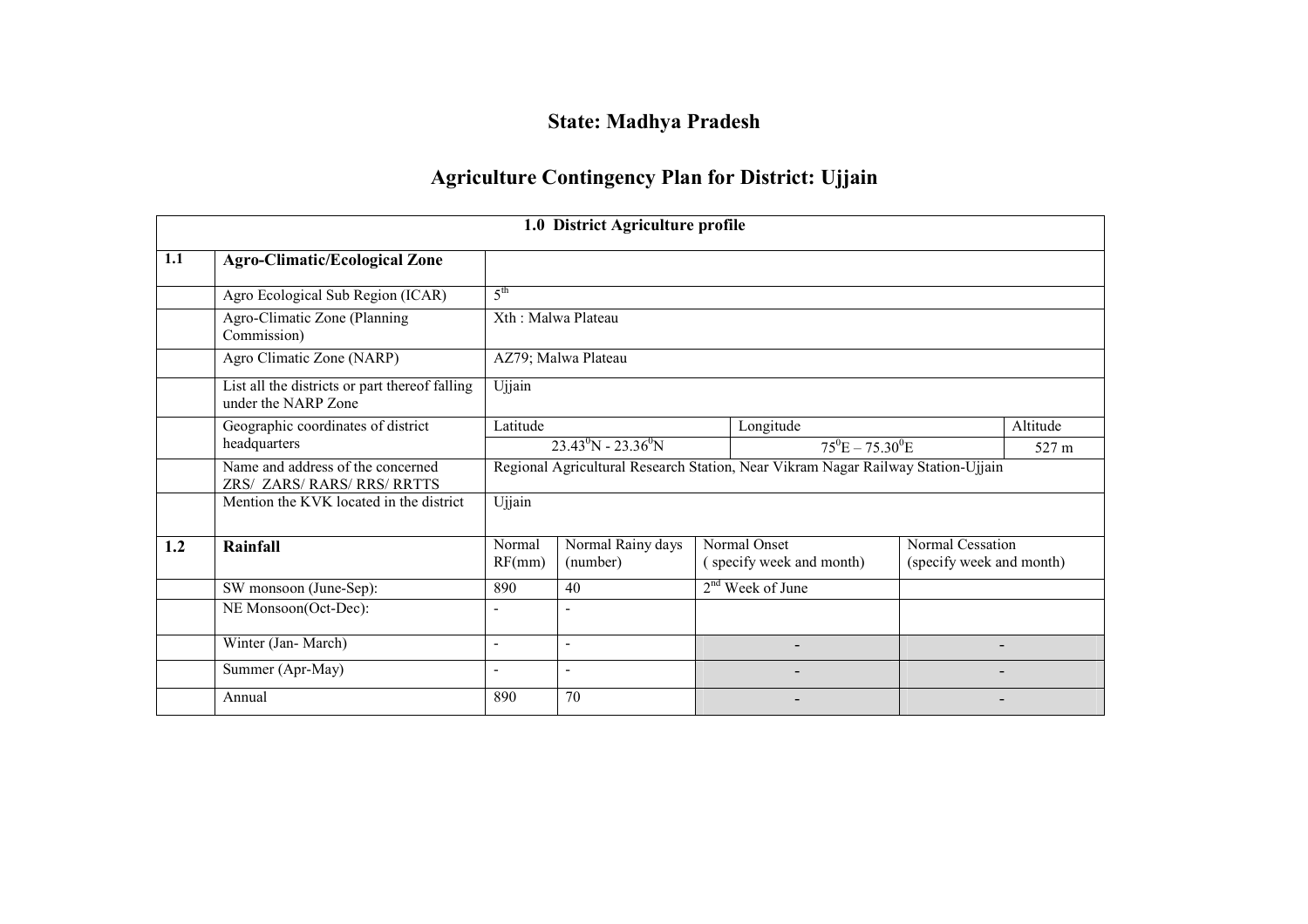# State: Madhya Pradesh

## Agriculture Contingency Plan for District: Ujjain

| 1.0 District Agriculture profile | | | | | | |
|---|---|---|---|---|---|---|
| **1.1** | **Agro-Climatic/Ecological Zone** | | | | | |
| | Agro Ecological Sub Region (ICAR) | 5th | | | | |
| | Agro-Climatic Zone (Planning Commission) | Xth : Malwa Plateau | | | | |
| | Agro Climatic Zone (NARP) | AZ79; Malwa Plateau | | | | |
| | List all the districts or part thereof falling under the NARP Zone | Ujjain | | | | |
| | Geographic coordinates of district headquarters | Latitude | | Longitude | | Altitude |
| | | $23.43^0$N - $23.36^0$N | | $75^0$E – $75.30^0$E | | 527 m |
| | Name and address of the concerned ZRS/ ZARS/ RARS/ RRS/ RRTTS | Regional Agricultural Research Station, Near Vikram Nagar Railway Station-Ujjain | | | | |
| | Mention the KVK located in the district | Ujjain | | | | |
| **1.2** | **Rainfall** | Normal RF(mm) | Normal Rainy days (number) | Normal Onset (specify week and month) | Normal Cessation (specify week and month) | |
| | SW monsoon (June-Sep): | 890 | 40 | 2nd Week of June | | |
| | NE Monsoon(Oct-Dec): | - | - | | | |
| | Winter (Jan- March) | - | - | - | - | |
| | Summer (Apr-May) | - | - | - | - | |
| | Annual | 890 | 70 | - | - | |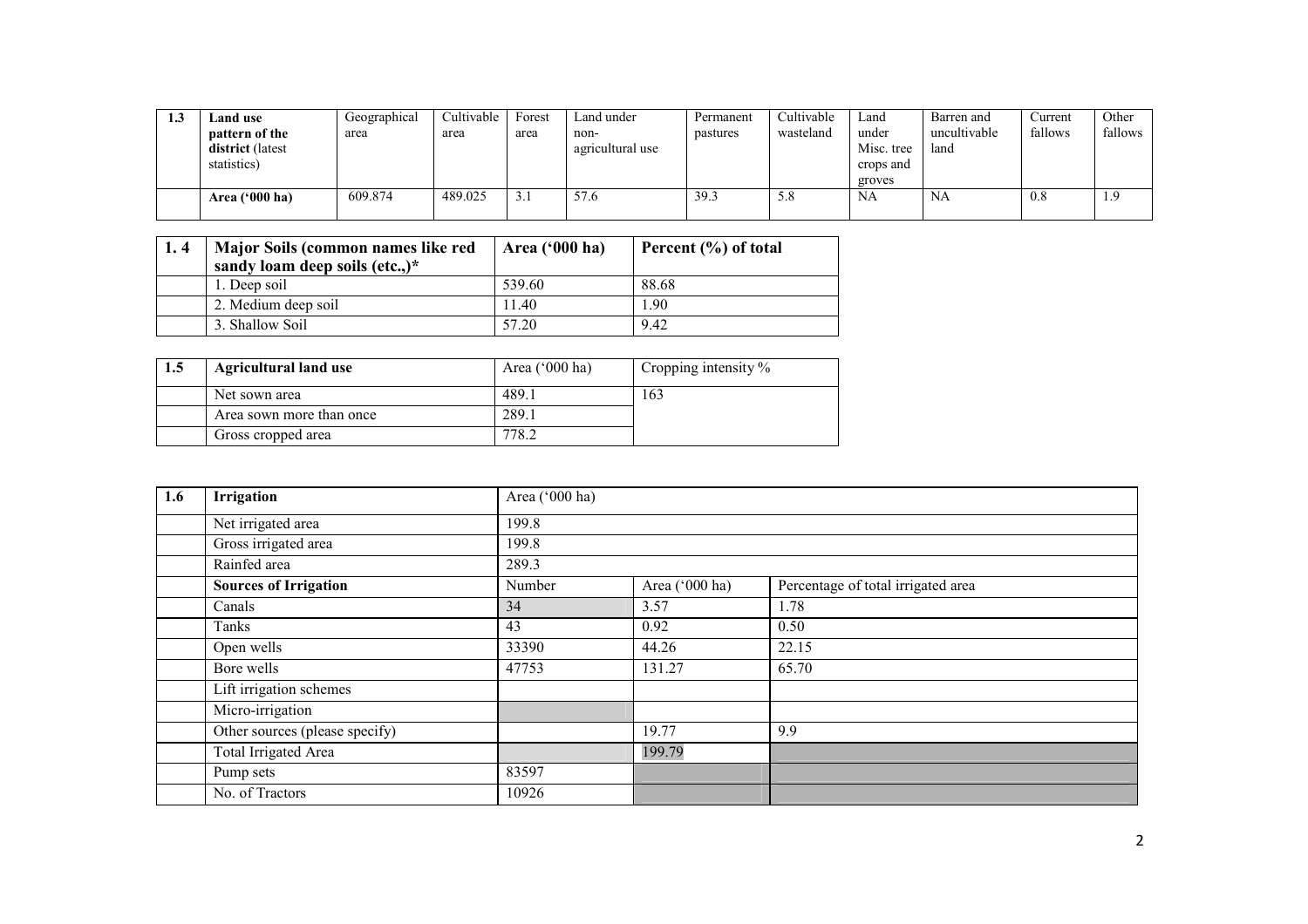| 1.3 | **Land use pattern of the district** (latest statistics) | Geographical area | Cultivable area | Forest area | Land under non-agricultural use | Permanent pastures | Cultivable wasteland | Land under Misc. tree crops and groves | Barren and uncultivable land | Current fallows | Other fallows |
|---|---|---|---|---|---|---|---|---|---|---|---|
| | **Area ('000 ha)** | 609.874 | 489.025 | 3.1 | 57.6 | 39.3 | 5.8 | NA | NA | 0.8 | 1.9 |

| 1. 4 | **Major Soils (common names like red sandy loam deep soils (etc.,)*** | **Area ('000 ha)** | **Percent (%) of total** |
|---|---|---|---|
| | 1. Deep soil | 539.60 | 88.68 |
| | 2. Medium deep soil | 11.40 | 1.90 |
| | 3. Shallow Soil | 57.20 | 9.42 |

| 1.5 | **Agricultural land use** | Area ('000 ha) | Cropping intensity % |
|---|---|---|---|
| | Net sown area | 489.1 | 163 |
| | Area sown more than once | 289.1 | |
| | Gross cropped area | 778.2 | |

| 1.6 | **Irrigation** | Area ('000 ha) | | |
|---|---|---|---|---|
| | Net irrigated area | 199.8 | | |
| | Gross irrigated area | 199.8 | | |
| | Rainfed area | 289.3 | | |
| | **Sources of Irrigation** | Number | Area ('000 ha) | Percentage of total irrigated area |
| | Canals | 34 | 3.57 | 1.78 |
| | Tanks | 43 | 0.92 | 0.50 |
| | Open wells | 33390 | 44.26 | 22.15 |
| | Bore wells | 47753 | 131.27 | 65.70 |
| | Lift irrigation schemes | | | |
| | Micro-irrigation | | | |
| | Other sources (please specify) | | 19.77 | 9.9 |
| | Total Irrigated Area | | 199.79 | |
| | Pump sets | 83597 | | |
| | No. of Tractors | 10926 | | |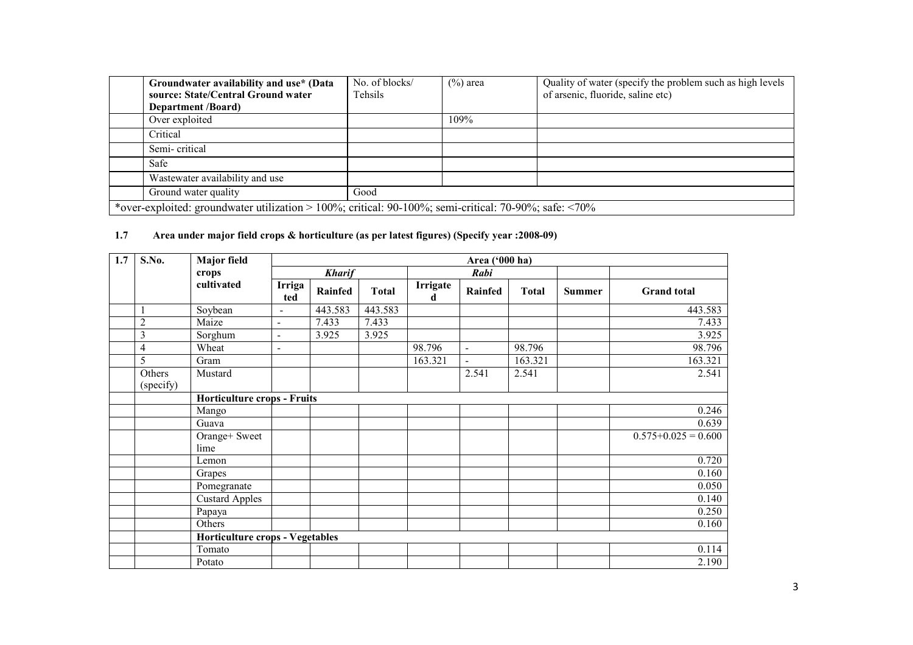| | Groundwater availability and use* (Data source: State/Central Ground water Department /Board) | No. of blocks/ Tehsils | (%) area | Quality of water (specify the problem such as high levels of arsenic, fluoride, saline etc) |
|---|---|---|---|---|
| | Over exploited | | 109% | |
| | Critical | | | |
| | Semi- critical | | | |
| | Safe | | | |
| | Wastewater availability and use | | | |
| | Ground water quality | Good | | |

*over-exploited: groundwater utilization > 100%; critical: 90-100%; semi-critical: 70-90%; safe: <70%

**1.7 Area under major field crops & horticulture (as per latest figures) (Specify year :2008-09)**

| 1.7 | S.No. | Major field crops cultivated | Area ('000 ha) | | | | | | | |
|---|---|---|---|---|---|---|---|---|---|---|
| | | | *Kharif* | | | *Rabi* | | | | |
| | | | Irrigated | Rainfed | Total | Irrigated | Rainfed | Total | Summer | Grand total |
| | 1 | Soybean | - | 443.583 | 443.583 | | | | | 443.583 |
| | 2 | Maize | - | 7.433 | 7.433 | | | | | 7.433 |
| | 3 | Sorghum | - | 3.925 | 3.925 | | | | | 3.925 |
| | 4 | Wheat | - | | | 98.796 | - | 98.796 | | 98.796 |
| | 5 | Gram | | | | 163.321 | - | 163.321 | | 163.321 |
| | Others (specify) | Mustard | | | | | 2.541 | 2.541 | | 2.541 |
| | | **Horticulture crops - Fruits** | | | | | | | | |
| | | Mango | | | | | | | | 0.246 |
| | | Guava | | | | | | | | 0.639 |
| | | Orange+ Sweet lime | | | | | | | | 0.575+0.025 = 0.600 |
| | | Lemon | | | | | | | | 0.720 |
| | | Grapes | | | | | | | | 0.160 |
| | | Pomegranate | | | | | | | | 0.050 |
| | | Custard Apples | | | | | | | | 0.140 |
| | | Papaya | | | | | | | | 0.250 |
| | | Others | | | | | | | | 0.160 |
| | | **Horticulture crops - Vegetables** | | | | | | | | |
| | | Tomato | | | | | | | | 0.114 |
| | | Potato | | | | | | | | 2.190 |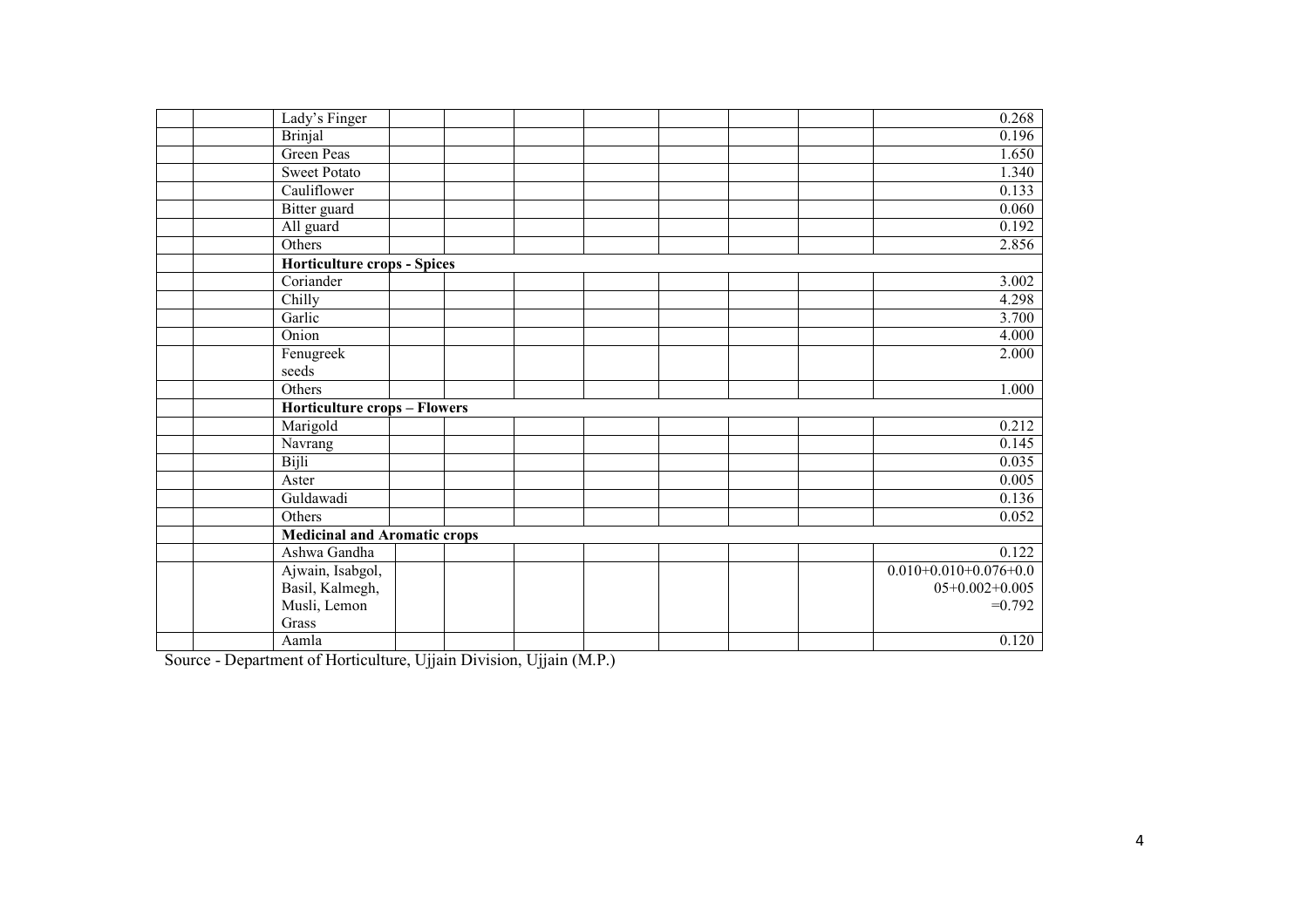| | | | | | | | | | | |
|---|---|---|---|---|---|---|---|---|---|---|
| | | Lady's Finger | | | | | | | | 0.268 |
| | | Brinjal | | | | | | | | 0.196 |
| | | Green Peas | | | | | | | | 1.650 |
| | | Sweet Potato | | | | | | | | 1.340 |
| | | Cauliflower | | | | | | | | 0.133 |
| | | Bitter guard | | | | | | | | 0.060 |
| | | All guard | | | | | | | | 0.192 |
| | | Others | | | | | | | | 2.856 |
| | | **Horticulture crops - Spices** | | | | | | | | |
| | | Coriander | | | | | | | | 3.002 |
| | | Chilly | | | | | | | | 4.298 |
| | | Garlic | | | | | | | | 3.700 |
| | | Onion | | | | | | | | 4.000 |
| | | Fenugreek seeds | | | | | | | | 2.000 |
| | | Others | | | | | | | | 1.000 |
| | | **Horticulture crops – Flowers** | | | | | | | | |
| | | Marigold | | | | | | | | 0.212 |
| | | Navrang | | | | | | | | 0.145 |
| | | Bijli | | | | | | | | 0.035 |
| | | Aster | | | | | | | | 0.005 |
| | | Guldawadi | | | | | | | | 0.136 |
| | | Others | | | | | | | | 0.052 |
| | | **Medicinal and Aromatic crops** | | | | | | | | |
| | | Ashwa Gandha | | | | | | | | 0.122 |
| | | Ajwain, Isabgol, Basil, Kalmegh, Musli, Lemon Grass | | | | | | | | 0.010+0.010+0.076+0.005+0.002+0.005 =0.792 |
| | | Aamla | | | | | | | | 0.120 |

Source - Department of Horticulture, Ujjain Division, Ujjain (M.P.)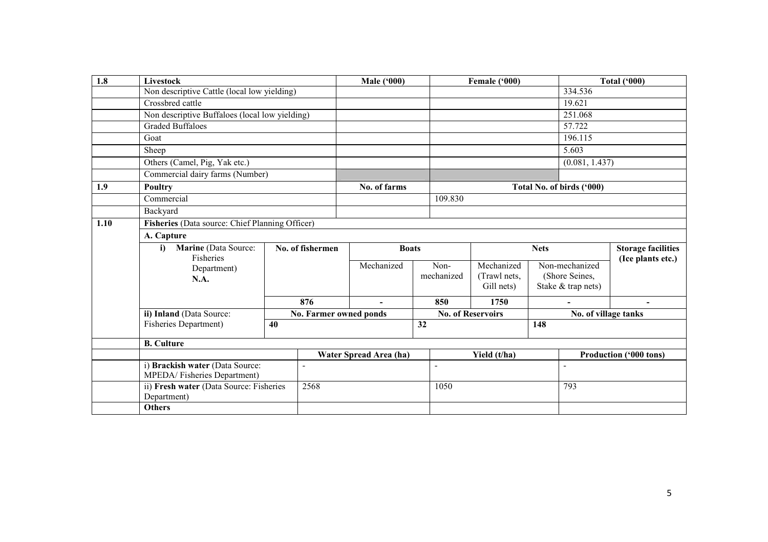| 1.8 | Livestock | Male ('000) | Female ('000) | Total ('000) |
|---|---|---|---|---|
| | Non descriptive Cattle (local low yielding) | | | 334.536 |
| | Crossbred cattle | | | 19.621 |
| | Non descriptive Buffaloes (local low yielding) | | | 251.068 |
| | Graded Buffaloes | | | 57.722 |
| | Goat | | | 196.115 |
| | Sheep | | | 5.603 |
| | Others (Camel, Pig, Yak etc.) | | | (0.081, 1.437) |
| | Commercial dairy farms (Number) | | | |

| 1.9 | Poultry | No. of farms | Total No. of birds ('000) |
|---|---|---|---|
| | Commercial | | 109.830 |
| | Backyard | | |

**1.10 Fisheries** (Data source: Chief Planning Officer)

**A. Capture**

| | No. of fishermen | Boats | | Nets | | Storage facilities (Ice plants etc.) |
|---|---|---|---|---|---|---|
| **i) Marine** (Data Source: Fisheries Department) **N.A.** | | Mechanized | Non-mechanized | Mechanized (Trawl nets, Gill nets) | Non-mechanized (Shore Seines, Stake & trap nets) | |
| | **876** | **-** | **850** | **1750** | **-** | **-** |

| | No. Farmer owned ponds | No. of Reservoirs | No. of village tanks |
|---|---|---|---|
| **ii) Inland** (Data Source: Fisheries Department) | **40** | **32** | **148** |

**B. Culture**

| | Water Spread Area (ha) | Yield (t/ha) | Production ('000 tons) |
|---|---|---|---|
| i) **Brackish water** (Data Source: MPEDA/ Fisheries Department) | - | - | - |
| ii) **Fresh water** (Data Source: Fisheries Department) | 2568 | 1050 | 793 |
| **Others** | | | |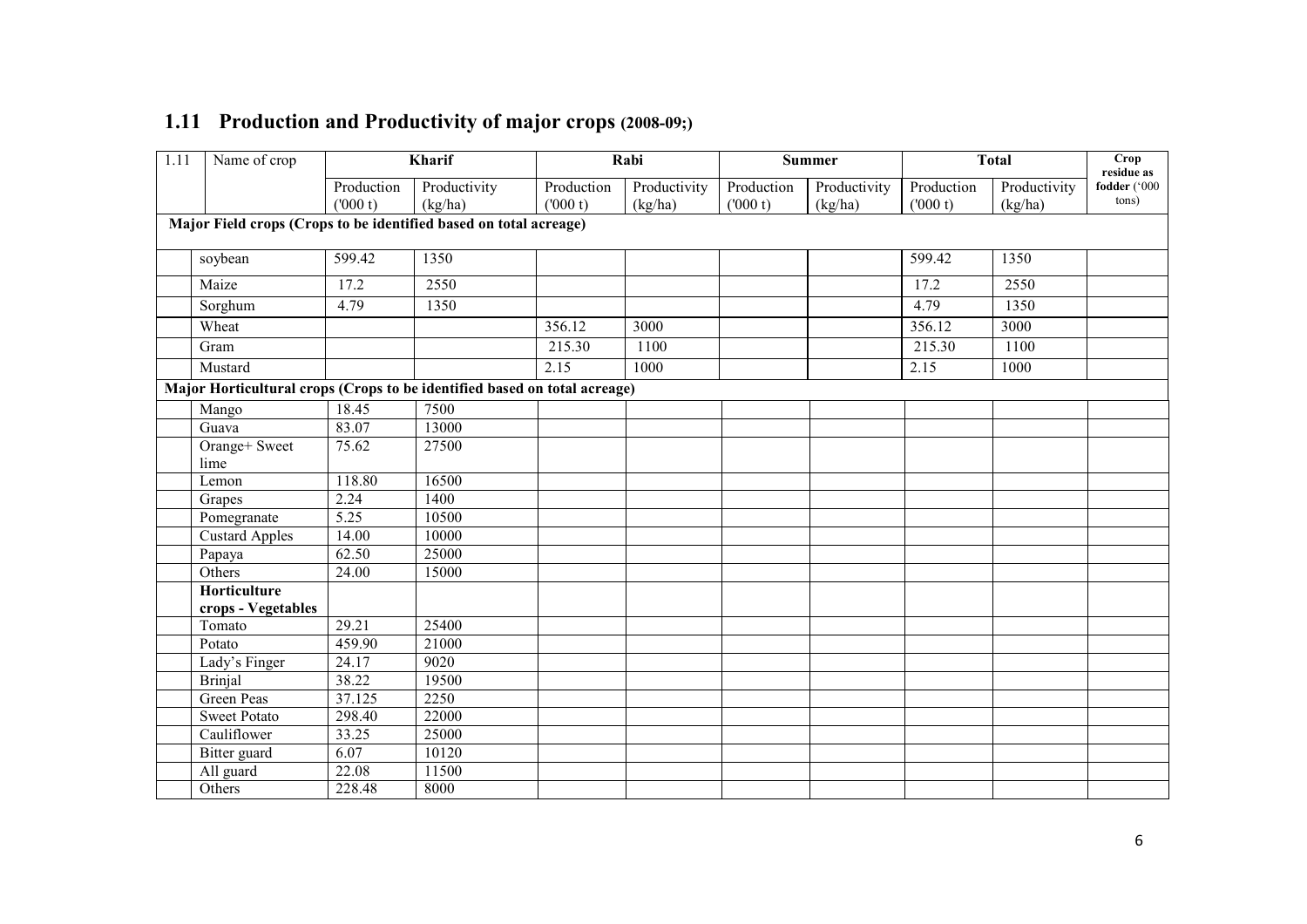## 1.11 Production and Productivity of major crops (2008-09;)

| 1.11 | Name of crop | Kharif | | Rabi | | Summer | | Total | | Crop residue as fodder ('000 tons) |
|---|---|---|---|---|---|---|---|---|---|---|
| | | Production ('000 t) | Productivity (kg/ha) | Production ('000 t) | Productivity (kg/ha) | Production ('000 t) | Productivity (kg/ha) | Production ('000 t) | Productivity (kg/ha) | |
| **Major Field crops (Crops to be identified based on total acreage)** | | | | | | | | | | |
| | soybean | 599.42 | 1350 | | | | | 599.42 | 1350 | |
| | Maize | 17.2 | 2550 | | | | | 17.2 | 2550 | |
| | Sorghum | 4.79 | 1350 | | | | | 4.79 | 1350 | |
| | Wheat | | | 356.12 | 3000 | | | 356.12 | 3000 | |
| | Gram | | | 215.30 | 1100 | | | 215.30 | 1100 | |
| | Mustard | | | 2.15 | 1000 | | | 2.15 | 1000 | |
| **Major Horticultural crops (Crops to be identified based on total acreage)** | | | | | | | | | | |
| | Mango | 18.45 | 7500 | | | | | | | |
| | Guava | 83.07 | 13000 | | | | | | | |
| | Orange+ Sweet lime | 75.62 | 27500 | | | | | | | |
| | Lemon | 118.80 | 16500 | | | | | | | |
| | Grapes | 2.24 | 1400 | | | | | | | |
| | Pomegranate | 5.25 | 10500 | | | | | | | |
| | Custard Apples | 14.00 | 10000 | | | | | | | |
| | Papaya | 62.50 | 25000 | | | | | | | |
| | Others | 24.00 | 15000 | | | | | | | |
| | **Horticulture crops - Vegetables** | | | | | | | | | |
| | Tomato | 29.21 | 25400 | | | | | | | |
| | Potato | 459.90 | 21000 | | | | | | | |
| | Lady's Finger | 24.17 | 9020 | | | | | | | |
| | Brinjal | 38.22 | 19500 | | | | | | | |
| | Green Peas | 37.125 | 2250 | | | | | | | |
| | Sweet Potato | 298.40 | 22000 | | | | | | | |
| | Cauliflower | 33.25 | 25000 | | | | | | | |
| | Bitter guard | 6.07 | 10120 | | | | | | | |
| | All guard | 22.08 | 11500 | | | | | | | |
| | Others | 228.48 | 8000 | | | | | | | |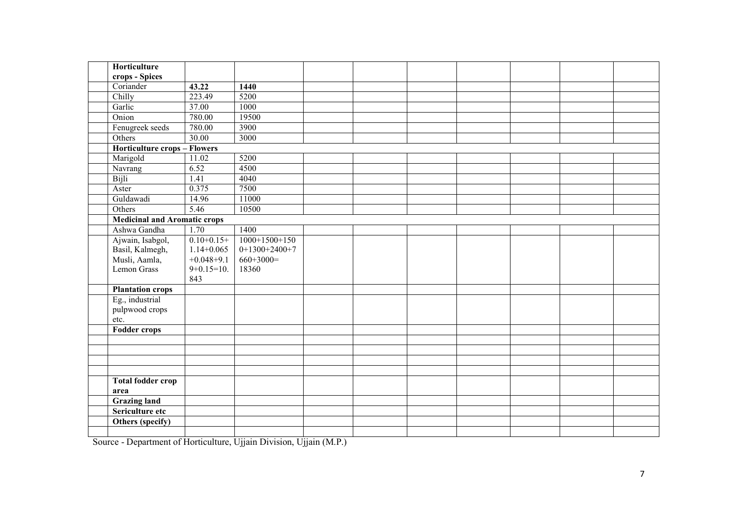| | | | | | | | | | | |
|---|---|---|---|---|---|---|---|---|---|---|
| | **Horticulture crops - Spices** | | | | | | | | | |
| | Coriander | **43.22** | **1440** | | | | | | | |
| | Chilly | 223.49 | 5200 | | | | | | | |
| | Garlic | 37.00 | 1000 | | | | | | | |
| | Onion | 780.00 | 19500 | | | | | | | |
| | Fenugreek seeds | 780.00 | 3900 | | | | | | | |
| | Others | 30.00 | 3000 | | | | | | | |
| | **Horticulture crops – Flowers** | | | | | | | | | |
| | Marigold | 11.02 | 5200 | | | | | | | |
| | Navrang | 6.52 | 4500 | | | | | | | |
| | Bijli | 1.41 | 4040 | | | | | | | |
| | Aster | 0.375 | 7500 | | | | | | | |
| | Guldawadi | 14.96 | 11000 | | | | | | | |
| | Others | 5.46 | 10500 | | | | | | | |
| | **Medicinal and Aromatic crops** | | | | | | | | | |
| | Ashwa Gandha | 1.70 | 1400 | | | | | | | |
| | Ajwain, Isabgol, Basil, Kalmegh, Musli, Aamla, Lemon Grass | 0.10+0.15+1.14+0.065+0.048+9.19+0.15=10.843 | 1000+1500+1500+1300+2400+7660+3000=18360 | | | | | | | |
| | **Plantation crops** | | | | | | | | | |
| | Eg., industrial pulpwood crops etc. | | | | | | | | | |
| | **Fodder crops** | | | | | | | | | |
| | | | | | | | | | | |
| | | | | | | | | | | |
| | | | | | | | | | | |
| | | | | | | | | | | |
| | **Total fodder crop area** | | | | | | | | | |
| | **Grazing land** | | | | | | | | | |
| | **Sericulture etc** | | | | | | | | | |
| | **Others (specify)** | | | | | | | | | |
| | | | | | | | | | | |

Source - Department of Horticulture, Ujjain Division, Ujjain (M.P.)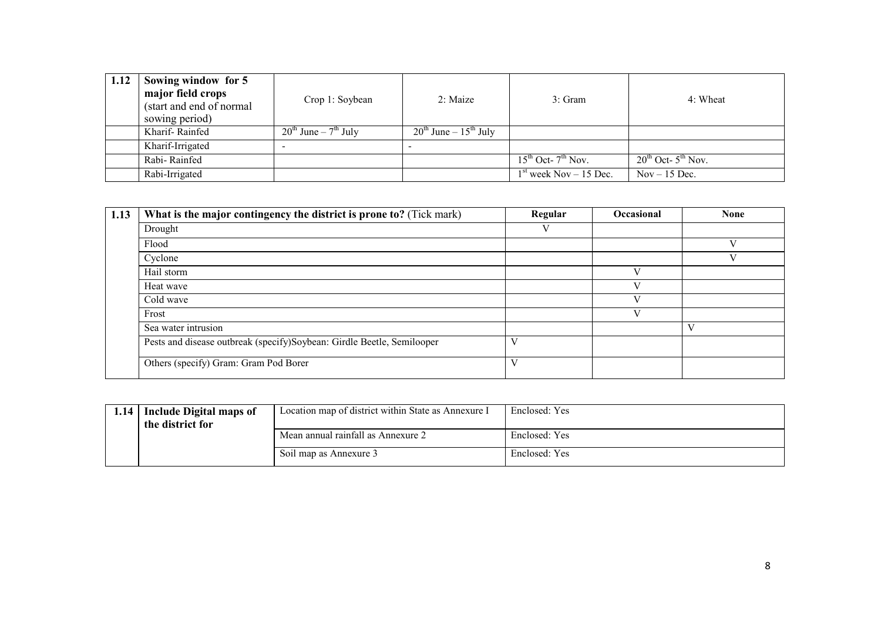| 1.12 | Sowing window for 5 major field crops (start and end of normal sowing period) | Crop 1: Soybean | 2: Maize | 3: Gram | 4: Wheat |
|---|---|---|---|---|---|
| | Kharif- Rainfed | $20^{th}$ June – $7^{th}$ July | $20^{th}$ June – $15^{th}$ July | | |
| | Kharif-Irrigated | - | - | | |
| | Rabi- Rainfed | | | $15^{th}$ Oct- $7^{th}$ Nov. | $20^{th}$ Oct- $5^{th}$ Nov. |
| | Rabi-Irrigated | | | $1^{st}$ week Nov – 15 Dec. | Nov – 15 Dec. |

| 1.13 | What is the major contingency the district is prone to? (Tick mark) | Regular | Occasional | None |
|---|---|---|---|---|
| | Drought | V | | |
| | Flood | | | V |
| | Cyclone | | | V |
| | Hail storm | | V | |
| | Heat wave | | V | |
| | Cold wave | | V | |
| | Frost | | V | |
| | Sea water intrusion | | | V |
| | Pests and disease outbreak (specify)Soybean: Girdle Beetle, Semilooper | V | | |
| | Others (specify) Gram: Gram Pod Borer | V | | |

| 1.14 | Include Digital maps of the district for | Location map of district within State as Annexure I | Enclosed: Yes |
|---|---|---|---|
| | | Mean annual rainfall as Annexure 2 | Enclosed: Yes |
| | | Soil map as Annexure 3 | Enclosed: Yes |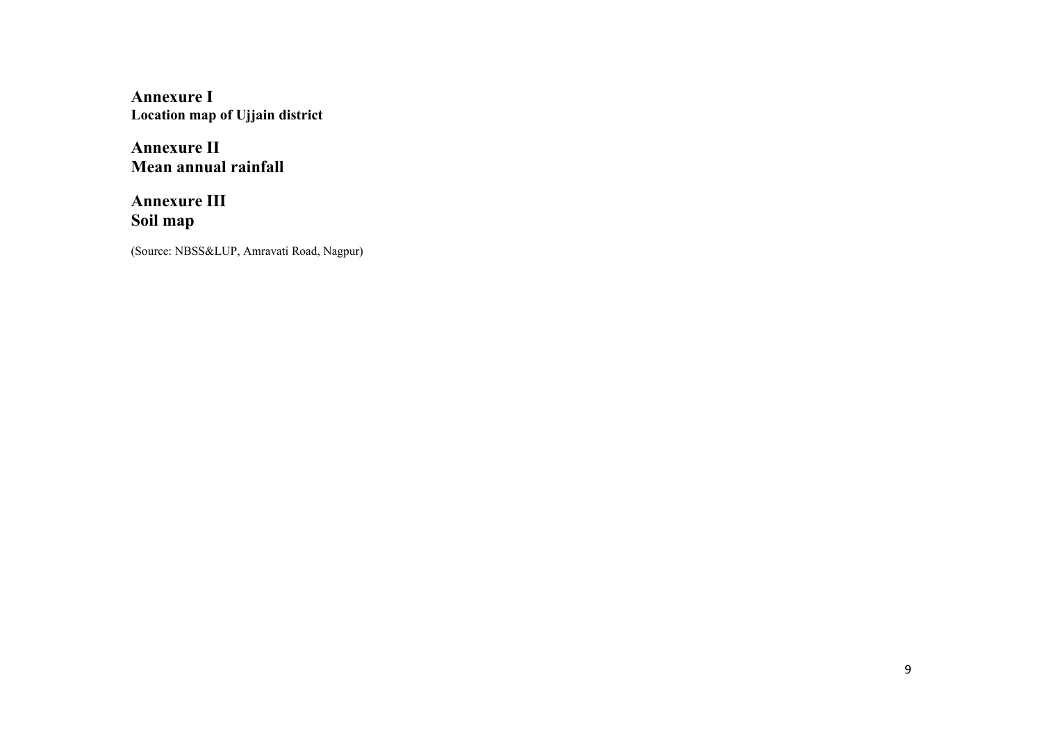## Annexure I
**Location map of Ujjain district**

## Annexure II
## Mean annual rainfall

## Annexure III
## Soil map

(Source: NBSS&LUP, Amravati Road, Nagpur)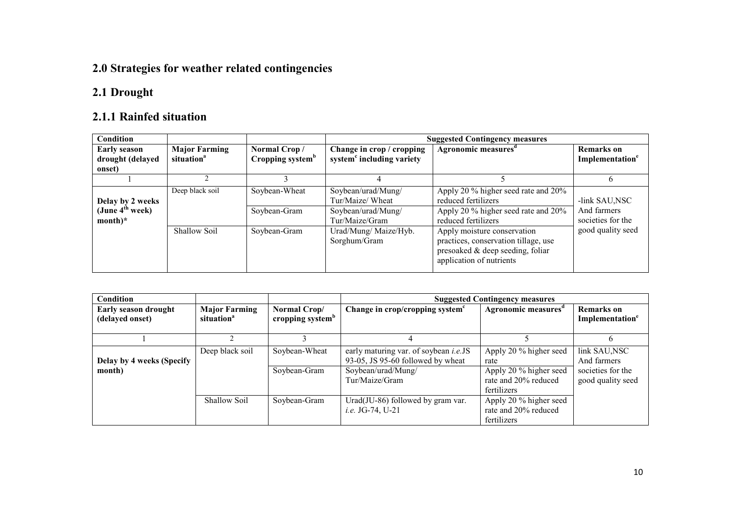## 2.0 Strategies for weather related contingencies

## 2.1 Drought

## 2.1.1 Rainfed situation

| Condition | | | Suggested Contingency measures | | |
|---|---|---|---|---|---|
| **Early season drought (delayed onset)** | **Major Farming situation[a]** | **Normal Crop / Cropping system[b]** | **Change in crop / cropping system[c] including variety** | **Agronomic measures[d]** | **Remarks on Implementation[e]** |
| 1 | 2 | 3 | 4 | 5 | 6 |
| **Delay by 2 weeks (June 4[th] week) month)*** | Deep black soil | Soybean-Wheat | Soybean/urad/Mung/ Tur/Maize/ Wheat | Apply 20 % higher seed rate and 20% reduced fertilizers | -link SAU,NSC And farmers societies for the good quality seed |
| | | Soybean-Gram | Soybean/urad/Mung/ Tur/Maize/Gram | Apply 20 % higher seed rate and 20% reduced fertilizers | |
| | Shallow Soil | Soybean-Gram | Urad/Mung/ Maize/Hyb. Sorghum/Gram | Apply moisture conservation practices, conservation tillage, use presoaked & deep seeding, foliar application of nutrients | |

| Condition | | | Suggested Contingency measures | | |
|---|---|---|---|---|---|
| **Early season drought (delayed onset)** | **Major Farming situation[a]** | **Normal Crop/ cropping system[b]** | **Change in crop/cropping system[c]** | **Agronomic measures[d]** | **Remarks on Implementation[e]** |
| 1 | 2 | 3 | 4 | 5 | 6 |
| **Delay by 4 weeks (Specify month)** | Deep black soil | Soybean-Wheat | early maturing var. of soybean *i.e.*JS 93-05, JS 95-60 followed by wheat | Apply 20 % higher seed rate | link SAU,NSC And farmers societies for the good quality seed |
| | | Soybean-Gram | Soybean/urad/Mung/ Tur/Maize/Gram | Apply 20 % higher seed rate and 20% reduced fertilizers | |
| | Shallow Soil | Soybean-Gram | Urad(JU-86) followed by gram var. *i.e.* JG-74, U-21 | Apply 20 % higher seed rate and 20% reduced fertilizers | |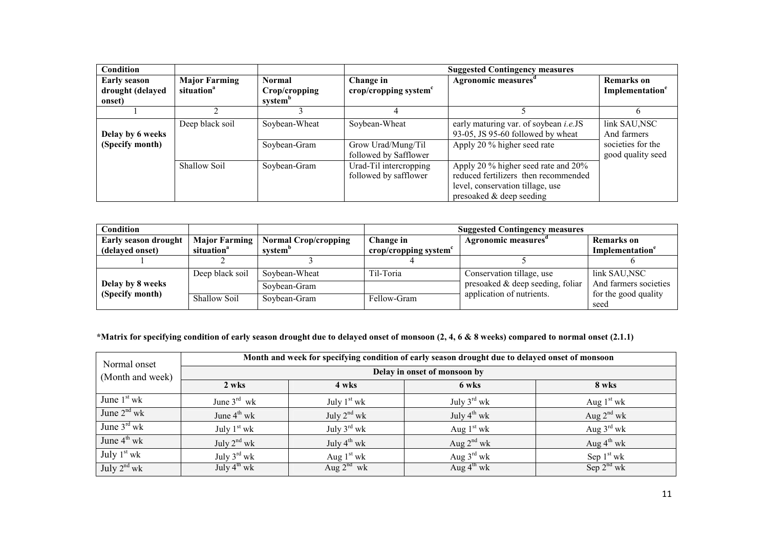| Condition | | | Suggested Contingency measures | | |
|---|---|---|---|---|---|
| **Early season drought (delayed onset)** | **Major Farming situation[a]** | **Normal Crop/cropping system[b]** | **Change in crop/cropping system[c]** | **Agronomic measures[d]** | **Remarks on Implementation[e]** |
| 1 | 2 | 3 | 4 | 5 | 6 |
| **Delay by 6 weeks (Specify month)** | Deep black soil | Soybean-Wheat | Soybean-Wheat | early maturing var. of soybean *i.e.*JS 93-05, JS 95-60 followed by wheat | link SAU,NSC And farmers societies for the good quality seed |
| | | Soybean-Gram | Grow Urad/Mung/Til followed by Safflower | Apply 20 % higher seed rate | |
| | Shallow Soil | Soybean-Gram | Urad-Til intercropping followed by safflower | Apply 20 % higher seed rate and 20% reduced fertilizers then recommended level, conservation tillage, use presoaked & deep seeding | |

| Condition | | | Suggested Contingency measures | | |
|---|---|---|---|---|---|
| **Early season drought (delayed onset)** | **Major Farming situation[a]** | **Normal Crop/cropping system[b]** | **Change in crop/cropping system[c]** | **Agronomic measures[d]** | **Remarks on Implementation[e]** |
| 1 | 2 | 3 | 4 | 5 | 6 |
| **Delay by 8 weeks (Specify month)** | Deep black soil | Soybean-Wheat | Til-Toria | Conservation tillage, use presoaked & deep seeding, foliar application of nutrients. | link SAU,NSC And farmers societies for the good quality seed |
| | | Soybean-Gram | | | |
| | Shallow Soil | Soybean-Gram | Fellow-Gram | | |

**\*Matrix for specifying condition of early season drought due to delayed onset of monsoon (2, 4, 6 & 8 weeks) compared to normal onset (2.1.1)**

| Normal onset (Month and week) | Month and week for specifying condition of early season drought due to delayed onset of monsoon | | | |
|---|---|---|---|---|
| | Delay in onset of monsoon by | | | |
| | **2 wks** | **4 wks** | **6 wks** | **8 wks** |
| June 1st wk | June 3rd wk | July 1st wk | July 3rd wk | Aug 1st wk |
| June 2nd wk | June 4th wk | July 2nd wk | July 4th wk | Aug 2nd wk |
| June 3rd wk | July 1st wk | July 3rd wk | Aug 1st wk | Aug 3rd wk |
| June 4th wk | July 2nd wk | July 4th wk | Aug 2nd wk | Aug 4th wk |
| July 1st wk | July 3rd wk | Aug 1st wk | Aug 3rd wk | Sep 1st wk |
| July 2nd wk | July 4th wk | Aug 2nd wk | Aug 4th wk | Sep 2nd wk |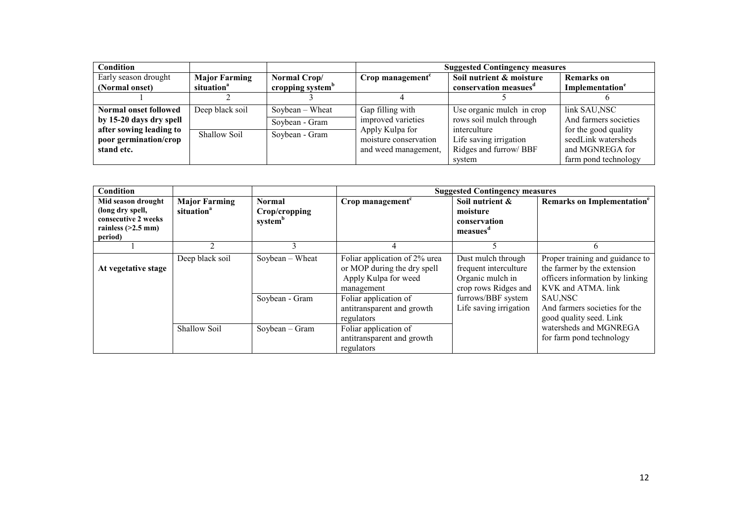| Condition | | | Suggested Contingency measures | | |
|---|---|---|---|---|---|
| Early season drought (Normal onset) | **Major Farming situation[a]** | **Normal Crop/ cropping system[b]** | **Crop management[c]** | **Soil nutrient & moisture conservation measues[d]** | **Remarks on Implementation[e]** |
| 1 | 2 | 3 | 4 | 5 | 6 |
| **Normal onset followed by 15-20 days dry spell after sowing leading to poor germination/crop stand etc.** | Deep black soil | Soybean – Wheat | Gap filling with improved varieties Apply Kulpa for moisture conservation and weed management, | Use organic mulch in crop rows soil mulch through interculture Life saving irrigation Ridges and furrow/ BBF system | link SAU,NSC And farmers societies for the good quality seedLink watersheds and MGNREGA for farm pond technology |
| | | Soybean - Gram | | | |
| | Shallow Soil | Soybean - Gram | | | |

| Condition | | | Suggested Contingency measures | | |
|---|---|---|---|---|---|
| **Mid season drought (long dry spell, consecutive 2 weeks rainless (>2.5 mm) period)** | **Major Farming situation[a]** | **Normal Crop/cropping system[b]** | **Crop management[c]** | **Soil nutrient & moisture conservation measues[d]** | **Remarks on Implementation[e]** |
| 1 | 2 | 3 | 4 | 5 | 6 |
| **At vegetative stage** | Deep black soil | Soybean – Wheat | Foliar application of 2% urea or MOP during the dry spell Apply Kulpa for weed management | Dust mulch through frequent interculture Organic mulch in crop rows Ridges and furrows/BBF system Life saving irrigation | Proper training and guidance to the farmer by the extension officers information by linking KVK and ATMA. link SAU,NSC And farmers societies for the good quality seed. Link watersheds and MGNREGA for farm pond technology |
| | | Soybean - Gram | Foliar application of antitransparent and growth regulators | | |
| | Shallow Soil | Soybean – Gram | Foliar application of antitransparent and growth regulators | | |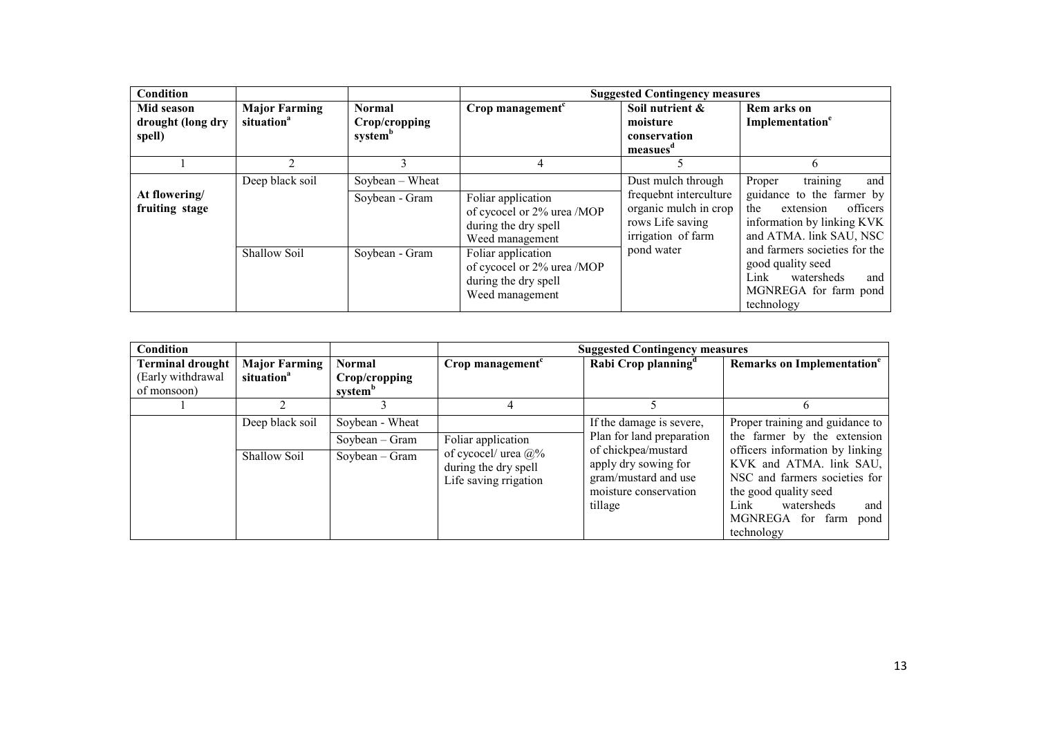| Condition | | | Suggested Contingency measures | | |
|---|---|---|---|---|---|
| Mid season drought (long dry spell) | Major Farming situation[a] | Normal Crop/cropping system[b] | Crop management[c] | Soil nutrient & moisture conservation measues[d] | Rem arks on Implementation[e] |
| 1 | 2 | 3 | 4 | 5 | 6 |
| At flowering/ fruiting stage | Deep black soil | Soybean – Wheat | | Dust mulch through frequebnt interculture organic mulch in crop rows Life saving irrigation of farm pond water | Proper training and guidance to the farmer by the extension officers information by linking KVK and ATMA. link SAU, NSC and farmers societies for the good quality seed Link watersheds and MGNREGA for farm pond technology |
| | | Soybean - Gram | Foliar application of cycocel or 2% urea /MOP during the dry spell Weed management | | |
| | Shallow Soil | Soybean - Gram | Foliar application of cycocel or 2% urea /MOP during the dry spell Weed management | | |

| Condition | | | Suggested Contingency measures | | |
|---|---|---|---|---|---|
| Terminal drought (Early withdrawal of monsoon) | Major Farming situation[a] | Normal Crop/cropping system[b] | Crop management[c] | Rabi Crop planning[d] | Remarks on Implementation[e] |
| 1 | 2 | 3 | 4 | 5 | 6 |
| | Deep black soil | Soybean - Wheat | | If the damage is severe, Plan for land preparation of chickpea/mustard apply dry sowing for gram/mustard and use moisture conservation tillage | Proper training and guidance to the farmer by the extension officers information by linking KVK and ATMA. link SAU, NSC and farmers societies for the good quality seed Link watersheds and MGNREGA for farm pond technology |
| | | Soybean – Gram | Foliar application of cycocel/ urea @% during the dry spell Life saving rrigation | | |
| | Shallow Soil | Soybean – Gram | | | |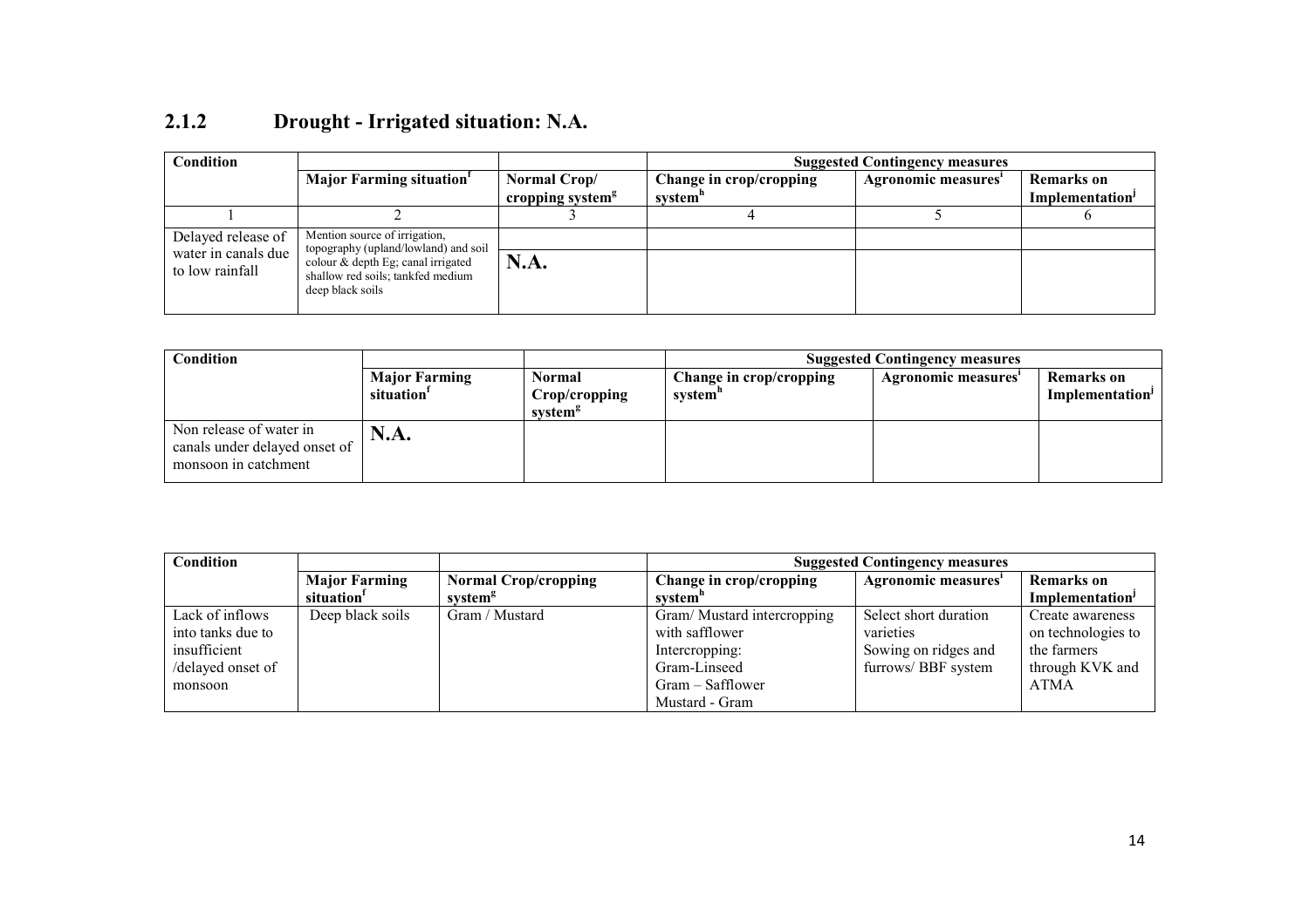## 2.1.2 Drought - Irrigated situation: N.A.

| Condition | | | Suggested Contingency measures | | |
|---|---|---|---|---|---|
| | Major Farming situation[f] | Normal Crop/ cropping system[g] | Change in crop/cropping system[h] | Agronomic measures[i] | Remarks on Implementation[j] |
| 1 | 2 | 3 | 4 | 5 | 6 |
| Delayed release of water in canals due to low rainfall | Mention source of irrigation, topography (upland/lowland) and soil colour & depth Eg; canal irrigated shallow red soils; tankfed medium deep black soils | N.A. | | | |

| Condition | | | Suggested Contingency measures | | |
|---|---|---|---|---|---|
| | Major Farming situation[f] | Normal Crop/cropping system[g] | Change in crop/cropping system[h] | Agronomic measures[i] | Remarks on Implementation[j] |
| Non release of water in canals under delayed onset of monsoon in catchment | N.A. | | | | |

| Condition | | | Suggested Contingency measures | | |
|---|---|---|---|---|---|
| | Major Farming situation[f] | Normal Crop/cropping system[g] | Change in crop/cropping system[h] | Agronomic measures[i] | Remarks on Implementation[j] |
| Lack of inflows into tanks due to insufficient /delayed onset of monsoon | Deep black soils | Gram / Mustard | Gram/ Mustard intercropping with safflower<br>Intercropping:<br>Gram-Linseed<br>Gram – Safflower<br>Mustard - Gram | Select short duration varieties<br>Sowing on ridges and furrows/ BBF system | Create awareness on technologies to the farmers through KVK and ATMA |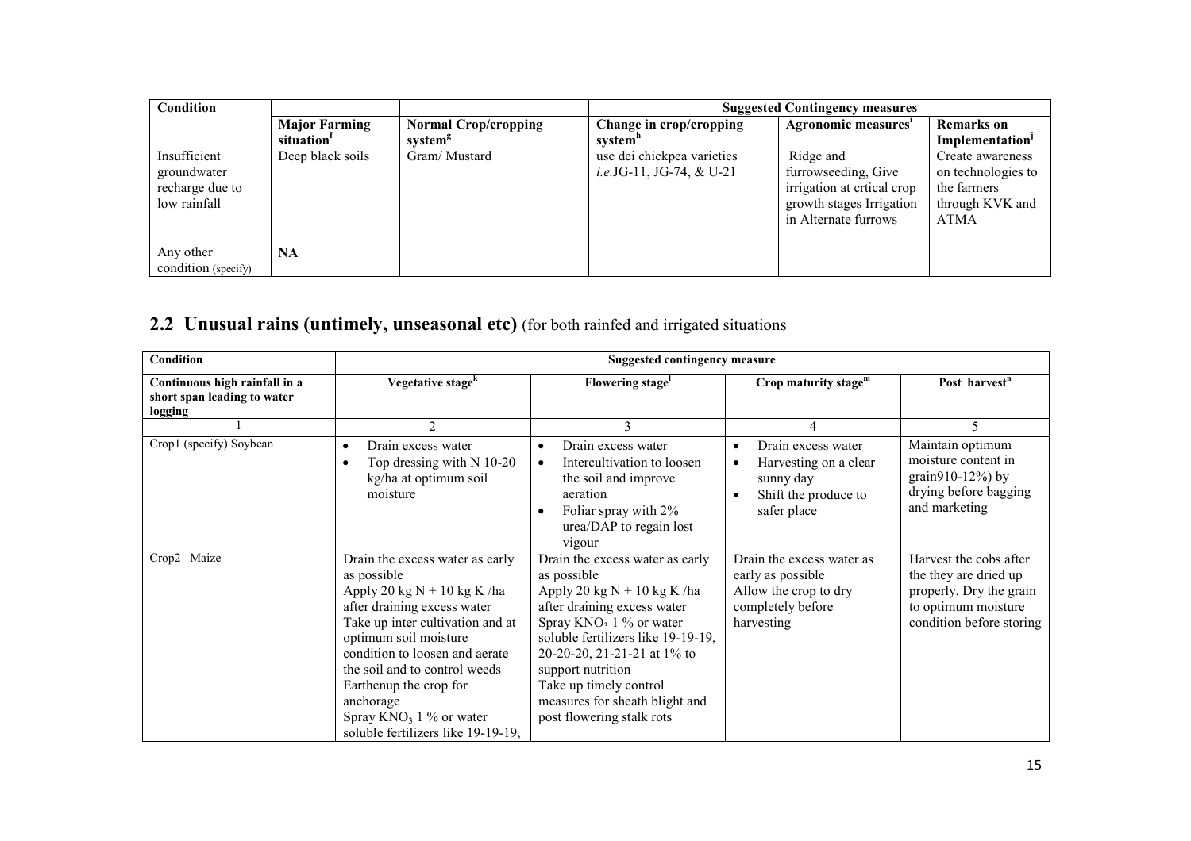| Condition | | | Suggested Contingency measures | | |
|---|---|---|---|---|---|
| | Major Farming situation[f] | Normal Crop/cropping system[g] | Change in crop/cropping system[h] | Agronomic measures[i] | Remarks on Implementation[j] |
| Insufficient groundwater recharge due to low rainfall | Deep black soils | Gram/ Mustard | use dei chickpea varieties *i.e.*JG-11, JG-74, & U-21 | Ridge and furrowseeding, Give irrigation at crtical crop growth stages Irrigation in Alternate furrows | Create awareness on technologies to the farmers through KVK and ATMA |
| Any other condition (specify) | NA | | | | |

## 2.2 Unusual rains (untimely, unseasonal etc) (for both rainfed and irrigated situations

| Condition | Suggested contingency measure | | | |
|---|---|---|---|---|
| Continuous high rainfall in a short span leading to water logging | Vegetative stage[k] | Flowering stage[l] | Crop maturity stage[m] | Post harvest[n] |
| 1 | 2 | 3 | 4 | 5 |
| Crop1 (specify) Soybean | • Drain excess water<br>• Top dressing with N 10-20 kg/ha at optimum soil moisture | • Drain excess water<br>• Intercultivation to loosen the soil and improve aeration<br>• Foliar spray with 2% urea/DAP to regain lost vigour | • Drain excess water<br>• Harvesting on a clear sunny day<br>• Shift the produce to safer place | Maintain optimum moisture content in grain910-12%) by drying before bagging and marketing |
| Crop2 Maize | Drain the excess water as early as possible<br>Apply 20 kg N + 10 kg K /ha after draining excess water<br>Take up inter cultivation and at optimum soil moisture condition to loosen and aerate the soil and to control weeds<br>Earthenup the crop for anchorage<br>Spray $KNO_3$ 1 % or water soluble fertilizers like 19-19-19, | Drain the excess water as early as possible<br>Apply 20 kg N + 10 kg K /ha after draining excess water<br>Spray $KNO_3$ 1 % or water soluble fertilizers like 19-19-19, 20-20-20, 21-21-21 at 1% to support nutrition<br>Take up timely control measures for sheath blight and post flowering stalk rots | Drain the excess water as early as possible<br>Allow the crop to dry completely before harvesting | Harvest the cobs after the they are dried up properly. Dry the grain to optimum moisture condition before storing |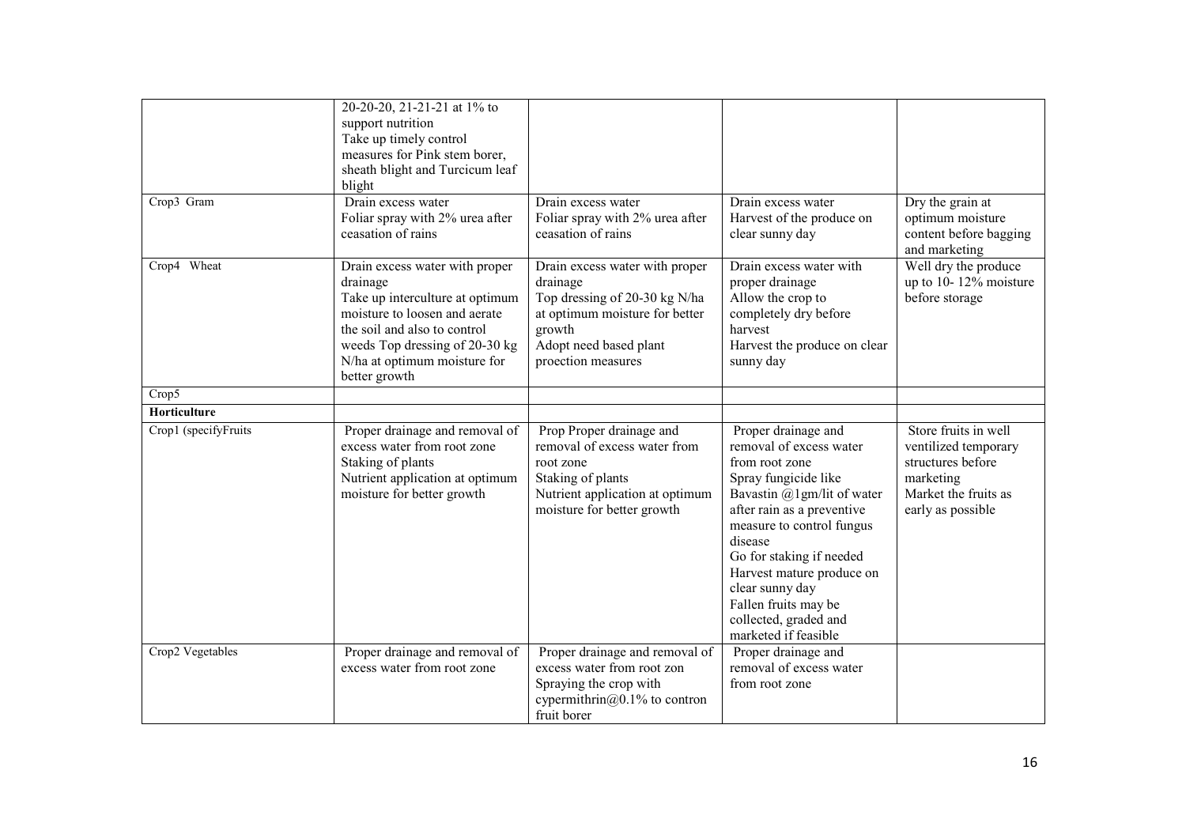| | | | | |
|---|---|---|---|---|
| | 20-20-20, 21-21-21 at 1% to support nutrition<br>Take up timely control measures for Pink stem borer, sheath blight and Turcicum leaf blight | | | |
| Crop3 Gram | Drain excess water<br>Foliar spray with 2% urea after ceasation of rains | Drain excess water<br>Foliar spray with 2% urea after ceasation of rains | Drain excess water<br>Harvest of the produce on clear sunny day | Dry the grain at optimum moisture content before bagging and marketing |
| Crop4 Wheat | Drain excess water with proper drainage<br>Take up interculture at optimum moisture to loosen and aerate the soil and also to control weeds Top dressing of 20-30 kg N/ha at optimum moisture for better growth | Drain excess water with proper drainage<br>Top dressing of 20-30 kg N/ha at optimum moisture for better growth<br>Adopt need based plant proection measures | Drain excess water with proper drainage<br>Allow the crop to completely dry before harvest<br>Harvest the produce on clear sunny day | Well dry the produce up to 10- 12% moisture before storage |
| Crop5 | | | | |
| **Horticulture** | | | | |
| Crop1 (specifyFruits | Proper drainage and removal of excess water from root zone<br>Staking of plants<br>Nutrient application at optimum moisture for better growth | Prop Proper drainage and removal of excess water from root zone<br>Staking of plants<br>Nutrient application at optimum moisture for better growth | Proper drainage and removal of excess water from root zone<br>Spray fungicide like Bavastin @1gm/lit of water after rain as a preventive measure to control fungus disease<br>Go for staking if needed<br>Harvest mature produce on clear sunny day<br>Fallen fruits may be collected, graded and marketed if feasible | Store fruits in well ventilized temporary structures before marketing<br>Market the fruits as early as possible |
| Crop2 Vegetables | Proper drainage and removal of excess water from root zone | Proper drainage and removal of excess water from root zon<br>Spraying the crop with cypermithrin@0.1% to contron fruit borer | Proper drainage and removal of excess water from root zone | |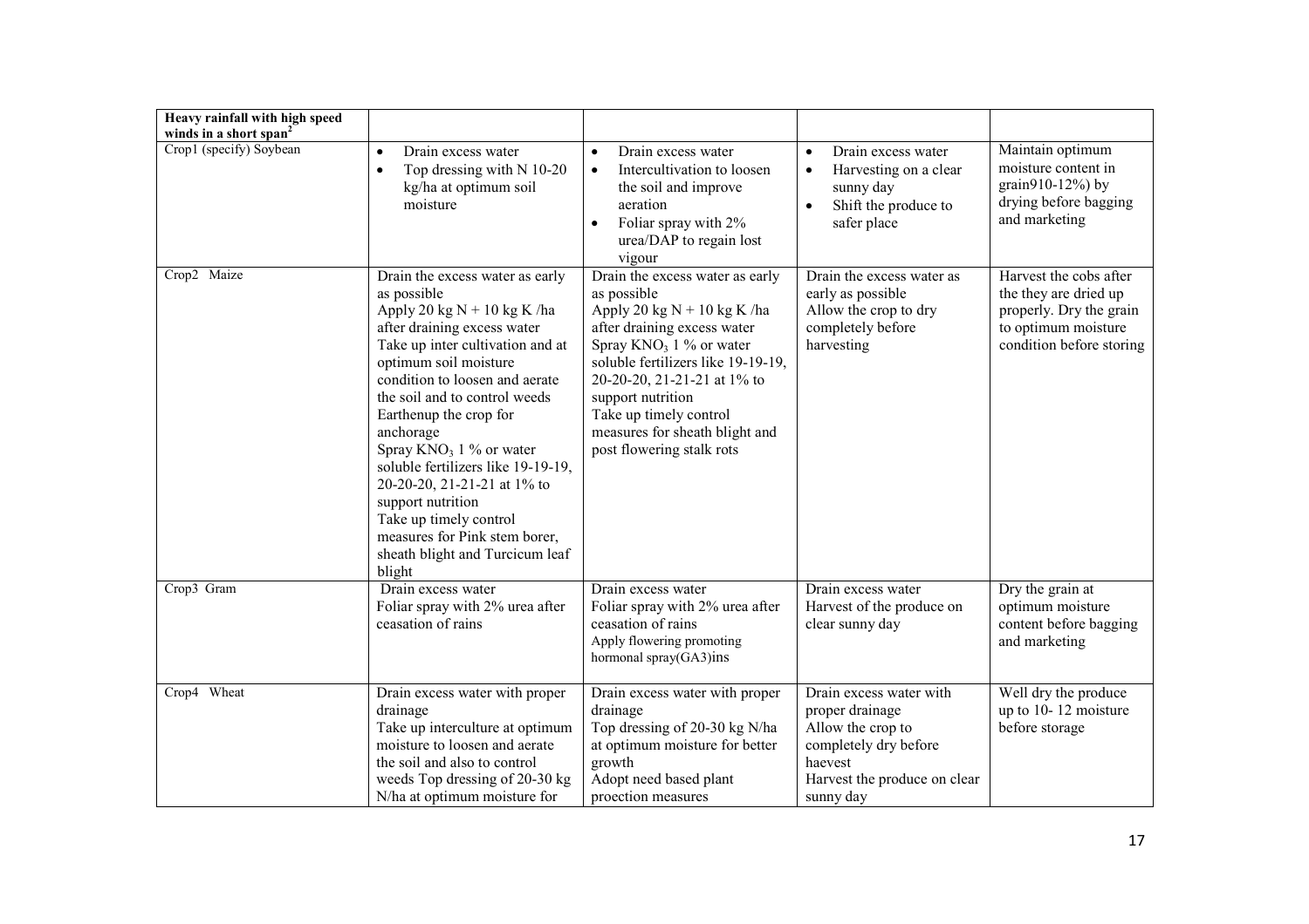| Heavy rainfall with high speed winds in a short span[2] | | | | |
|---|---|---|---|---|
| Crop1 (specify) Soybean | • Drain excess water<br>• Top dressing with N 10-20 kg/ha at optimum soil moisture | • Drain excess water<br>• Intercultivation to loosen the soil and improve aeration<br>• Foliar spray with 2% urea/DAP to regain lost vigour | • Drain excess water<br>• Harvesting on a clear sunny day<br>• Shift the produce to safer place | Maintain optimum moisture content in grain910-12%) by drying before bagging and marketing |
| Crop2 Maize | Drain the excess water as early as possible<br>Apply 20 kg N + 10 kg K /ha after draining excess water<br>Take up inter cultivation and at optimum soil moisture condition to loosen and aerate the soil and to control weeds<br>Earthenup the crop for anchorage<br>Spray $KNO_3$ 1 % or water soluble fertilizers like 19-19-19, 20-20-20, 21-21-21 at 1% to support nutrition<br>Take up timely control measures for Pink stem borer, sheath blight and Turcicum leaf blight | Drain the excess water as early as possible<br>Apply 20 kg N + 10 kg K /ha after draining excess water<br>Spray $KNO_3$ 1 % or water soluble fertilizers like 19-19-19, 20-20-20, 21-21-21 at 1% to support nutrition<br>Take up timely control measures for sheath blight and post flowering stalk rots | Drain the excess water as early as possible<br>Allow the crop to dry completely before harvesting | Harvest the cobs after the they are dried up properly. Dry the grain to optimum moisture condition before storing |
| Crop3 Gram | Drain excess water<br>Foliar spray with 2% urea after ceasation of rains | Drain excess water<br>Foliar spray with 2% urea after ceasation of rains<br>Apply flowering promoting hormonal spray(GA3)ins | Drain excess water<br>Harvest of the produce on clear sunny day | Dry the grain at optimum moisture content before bagging and marketing |
| Crop4 Wheat | Drain excess water with proper drainage<br>Take up interculture at optimum moisture to loosen and aerate the soil and also to control weeds Top dressing of 20-30 kg N/ha at optimum moisture for | Drain excess water with proper drainage<br>Top dressing of 20-30 kg N/ha at optimum moisture for better growth<br>Adopt need based plant proection measures | Drain excess water with proper drainage<br>Allow the crop to completely dry before haevest<br>Harvest the produce on clear sunny day | Well dry the produce up to 10- 12 moisture before storage |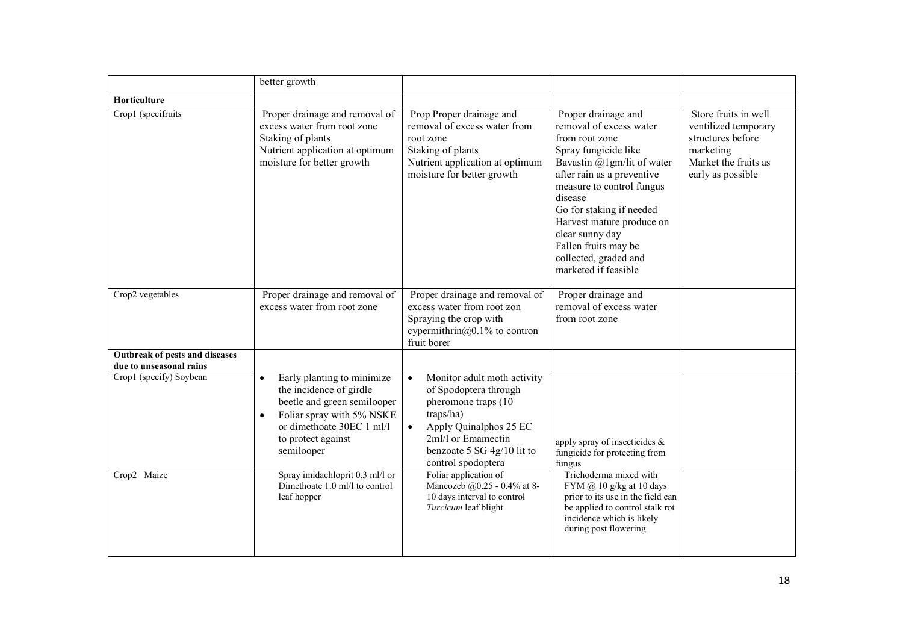| | | | | |
|---|---|---|---|---|
| | better growth | | | |
| **Horticulture** | | | | |
| Crop1 (specifruits | Proper drainage and removal of excess water from root zone<br>Staking of plants<br>Nutrient application at optimum moisture for better growth | Prop Proper drainage and removal of excess water from root zone<br>Staking of plants<br>Nutrient application at optimum moisture for better growth | Proper drainage and removal of excess water from root zone<br>Spray fungicide like Bavastin @1gm/lit of water after rain as a preventive measure to control fungus disease<br>Go for staking if needed<br>Harvest mature produce on clear sunny day<br>Fallen fruits may be collected, graded and marketed if feasible | Store fruits in well ventilized temporary structures before marketing<br>Market the fruits as early as possible |
| Crop2 vegetables | Proper drainage and removal of excess water from root zone | Proper drainage and removal of excess water from root zon<br>Spraying the crop with cypermithrin@0.1% to contron fruit borer | Proper drainage and removal of excess water from root zone | |
| **Outbreak of pests and diseases due to unseasonal rains** | | | | |
| Crop1 (specify) Soybean | • Early planting to minimize the incidence of girdle beetle and green semilooper<br>• Foliar spray with 5% NSKE or dimethoate 30EC 1 ml/l to protect against semilooper | • Monitor adult moth activity of Spodoptera through pheromone traps (10 traps/ha)<br>• Apply Quinalphos 25 EC 2ml/l or Emamectin benzoate 5 SG 4g/10 lit to control spodoptera | apply spray of insecticides & fungicide for protecting from fungus | |
| Crop2 Maize | Spray imidacloprit 0.3 ml/l or Dimethoate 1.0 ml/l to control leaf hopper | Foliar application of Mancozeb @0.25 - 0.4% at 8-10 days interval to control *Turcicum* leaf blight | Trichoderma mixed with FYM @ 10 g/kg at 10 days prior to its use in the field can be applied to control stalk rot incidence which is likely during post flowering | |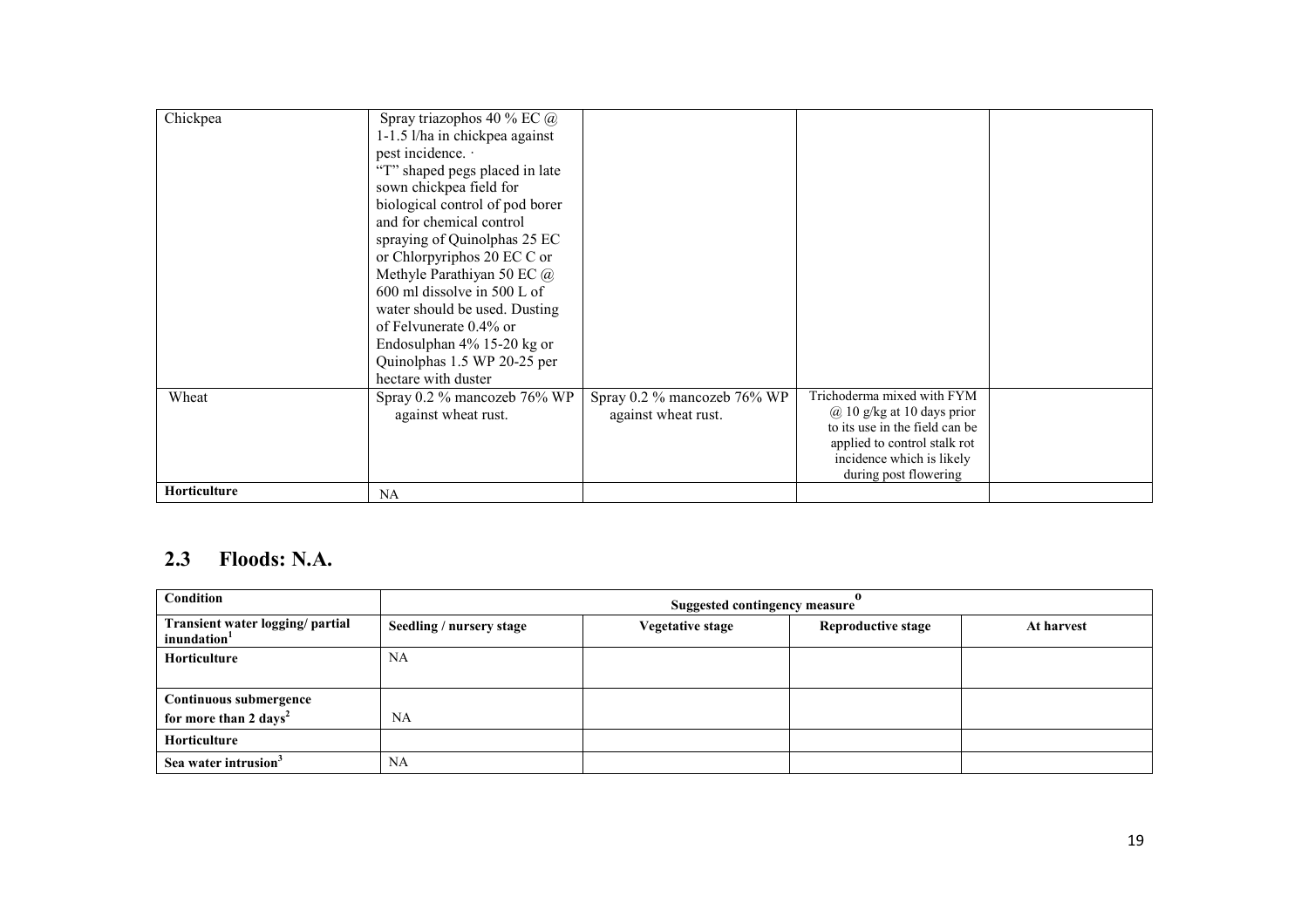| Chickpea | Spray triazophos 40 % EC @ 1-1.5 l/ha in chickpea against pest incidence. · "T" shaped pegs placed in late sown chickpea field for biological control of pod borer and for chemical control spraying of Quinolphas 25 EC or Chlorpyriphos 20 EC C or Methyle Parathiyan 50 EC @ 600 ml dissolve in 500 L of water should be used. Dusting of Felvunerate 0.4% or Endosulphan 4% 15-20 kg or Quinolphas 1.5 WP 20-25 per hectare with duster | | | |
|---|---|---|---|---|
| Wheat | Spray 0.2 % mancozeb 76% WP against wheat rust. | Spray 0.2 % mancozeb 76% WP against wheat rust. | Trichoderma mixed with FYM @ 10 g/kg at 10 days prior to its use in the field can be applied to control stalk rot incidence which is likely during post flowering | |
| **Horticulture** | NA | | | |

## 2.3 Floods: N.A.

| **Condition** | **Suggested contingency measure**[o] | | | |
|---|---|---|---|---|
| **Transient water logging/ partial inundation**[1] | **Seedling / nursery stage** | **Vegetative stage** | **Reproductive stage** | **At harvest** |
| **Horticulture** | NA | | | |
| **Continuous submergence for more than 2 days**[2] | NA | | | |
| **Horticulture** | | | | |
| **Sea water intrusion**[3] | NA | | | |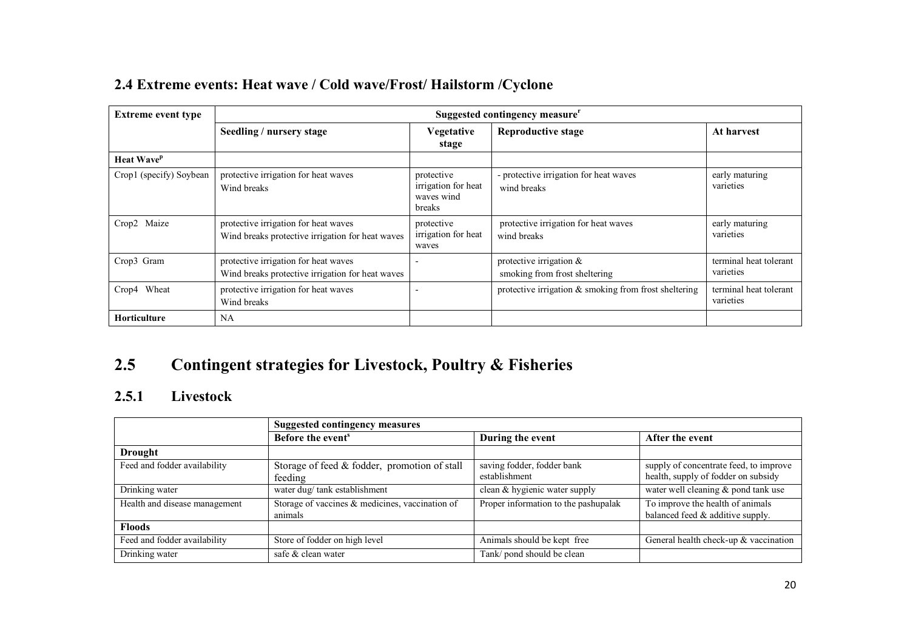## 2.4 Extreme events: Heat wave / Cold wave/Frost/ Hailstorm /Cyclone

| Extreme event type | Suggested contingency measure[r] | | | |
|---|---|---|---|---|
| | Seedling / nursery stage | Vegetative stage | Reproductive stage | At harvest |
| **Heat Wave[p]** | | | | |
| Crop1 (specify) Soybean | protective irrigation for heat waves<br>Wind breaks | protective irrigation for heat waves wind breaks | - protective irrigation for heat waves<br>wind breaks | early maturing varieties |
| Crop2 Maize | protective irrigation for heat waves<br>Wind breaks protective irrigation for heat waves | protective irrigation for heat waves | protective irrigation for heat waves<br>wind breaks | early maturing varieties |
| Crop3 Gram | protective irrigation for heat waves<br>Wind breaks protective irrigation for heat waves | - | protective irrigation &<br>smoking from frost sheltering | terminal heat tolerant varieties |
| Crop4 Wheat | protective irrigation for heat waves<br>Wind breaks | - | protective irrigation & smoking from frost sheltering | terminal heat tolerant varieties |
| **Horticulture** | NA | | | |

## 2.5 Contingent strategies for Livestock, Poultry & Fisheries

### 2.5.1 Livestock

| | Suggested contingency measures | | |
|---|---|---|---|
| | Before the event[s] | During the event | After the event |
| **Drought** | | | |
| Feed and fodder availability | Storage of feed & fodder, promotion of stall feeding | saving fodder, fodder bank establishment | supply of concentrate feed, to improve health, supply of fodder on subsidy |
| Drinking water | water dug/ tank establishment | clean & hygienic water supply | water well cleaning & pond tank use |
| Health and disease management | Storage of vaccines & medicines, vaccination of animals | Proper information to the pashupalak | To improve the health of animals balanced feed & additive supply. |
| **Floods** | | | |
| Feed and fodder availability | Store of fodder on high level | Animals should be kept free | General health check-up & vaccination |
| Drinking water | safe & clean water | Tank/ pond should be clean | |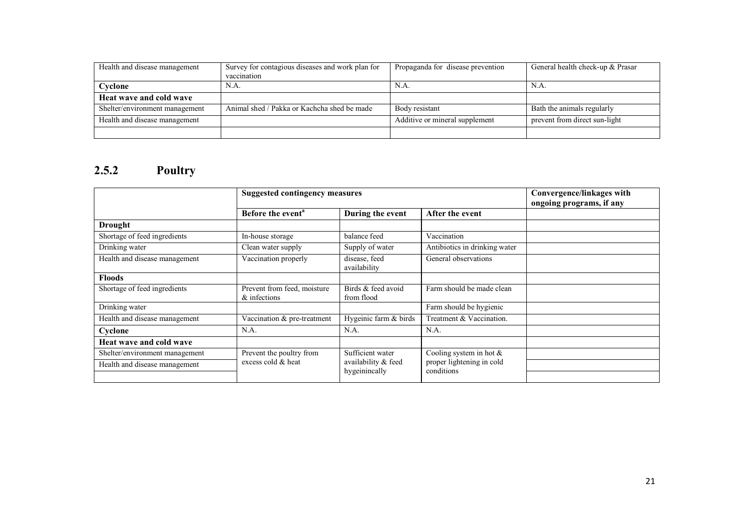| | | | |
|---|---|---|---|
| Health and disease management | Survey for contagious diseases and work plan for vaccination | Propaganda for disease prevention | General health check-up & Prasar |
| **Cyclone** | N.A. | N.A. | N.A. |
| **Heat wave and cold wave** | | | |
| Shelter/environment management | Animal shed / Pakka or Kachcha shed be made | Body resistant | Bath the animals regularly |
| Health and disease management | | Additive or mineral supplement | prevent from direct sun-light |
| | | | |

## 2.5.2 Poultry

| | **Suggested contingency measures** | | | **Convergence/linkages with ongoing programs, if any** |
|---|---|---|---|---|
| | **Before the event**[a] | **During the event** | **After the event** | |
| **Drought** | | | | |
| Shortage of feed ingredients | In-house storage | balance feed | Vaccination | |
| Drinking water | Clean water supply | Supply of water | Antibiotics in drinking water | |
| Health and disease management | Vaccination properly | disease, feed availability | General observations | |
| **Floods** | | | | |
| Shortage of feed ingredients | Prevent from feed, moisture & infections | Birds & feed avoid from flood | Farm should be made clean | |
| Drinking water | | | Farm should be hygienic | |
| Health and disease management | Vaccination & pre-treatment | Hygeinic farm & birds | Treatment & Vaccination. | |
| **Cyclone** | N.A. | N.A. | N.A. | |
| **Heat wave and cold wave** | | | | |
| Shelter/environment management | Prevent the poultry from excess cold & heat | Sufficient water availability & feed hygeinincally | Cooling system in hot & proper lightening in cold conditions | |
| Health and disease management | | | | |
| | | | | |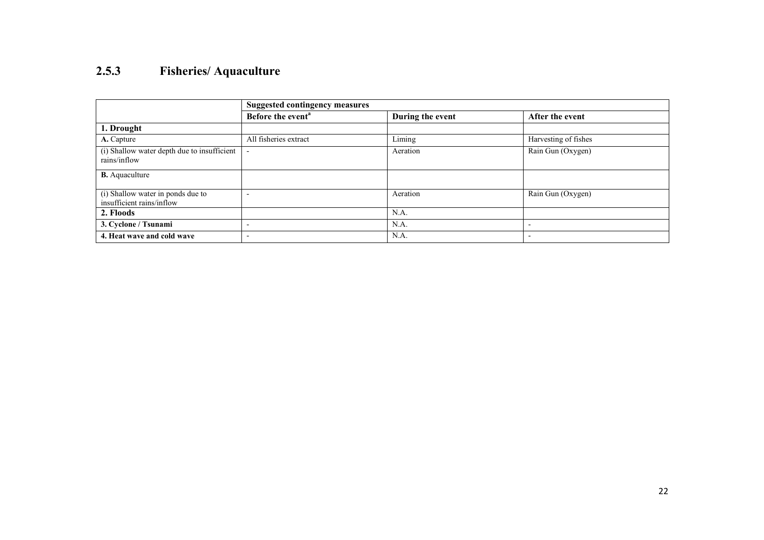## 2.5.3 Fisheries/ Aquaculture

| | Suggested contingency measures | | |
|---|---|---|---|
| | **Before the event**[a] | **During the event** | **After the event** |
| **1. Drought** | | | |
| **A.** Capture | All fisheries extract | Liming | Harvesting of fishes |
| (i) Shallow water depth due to insufficient rains/inflow | - | Aeration | Rain Gun (Oxygen) |
| **B.** Aquaculture | | | |
| (i) Shallow water in ponds due to insufficient rains/inflow | - | Aeration | Rain Gun (Oxygen) |
| **2. Floods** | | N.A. | |
| **3. Cyclone / Tsunami** | - | N.A. | - |
| **4. Heat wave and cold wave** | - | N.A. | - |